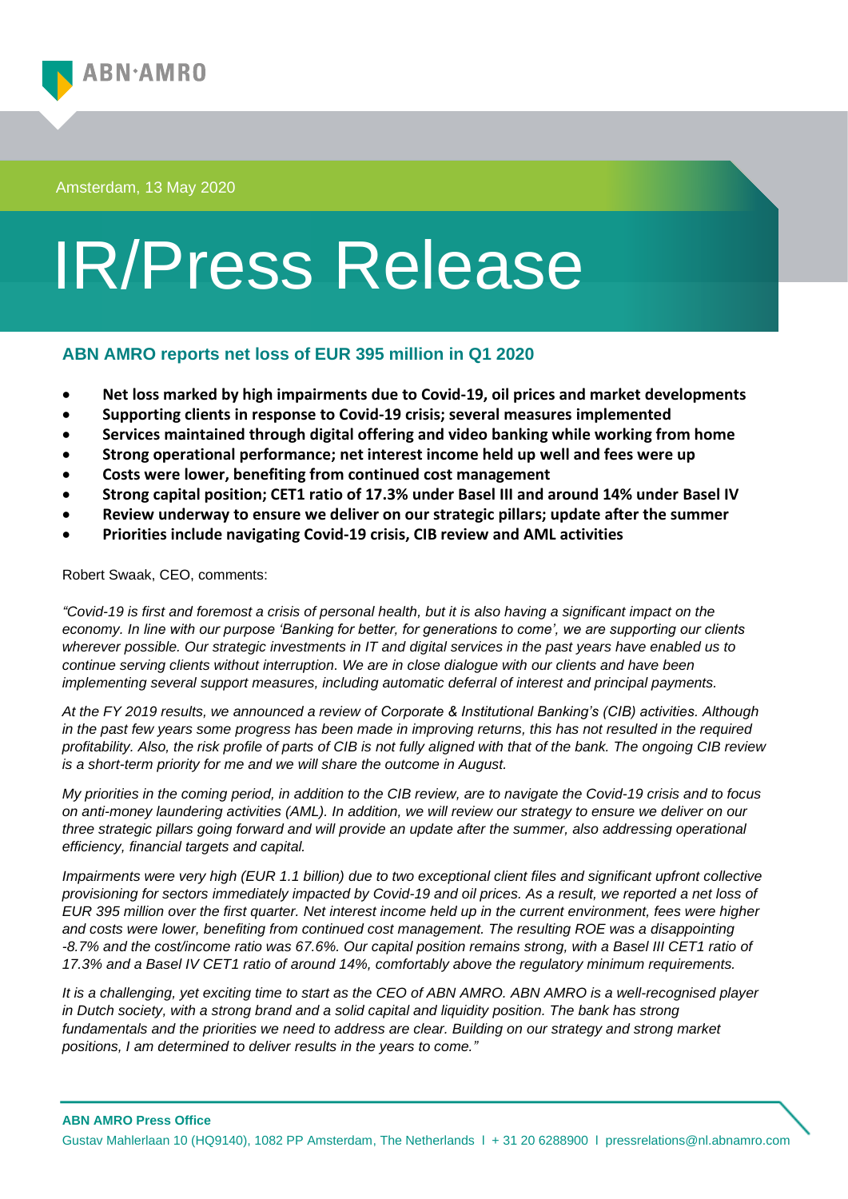ABN·AMRO

Amsterdam, 13 May 2020

# IR/Press Release

## ABN AMRO reports net loss of EUR 395 million in Q1 2020

- **Net loss marked by high impairments due to Covid-19, oil prices and market developments**
- **Supporting clients in response to Covid-19 crisis; several measures implemented**
- **Services maintained through digital offering and video banking while working from home**
- **Strong operational performance; net interest income held up well and fees were up**
- **Costs were lower, benefiting from continued cost management**
- **Strong capital position; CET1 ratio of 17.3% under Basel III and around 14% under Basel IV**
- **Review underway to ensure we deliver on our strategic pillars; update after the summer**
- **Priorities include navigating Covid-19 crisis, CIB review and AML activities**

Robert Swaak, CEO, comments:

*"Covid-19 is first and foremost a crisis of personal health, but it is also having a significant impact on the economy. In line with our purpose 'Banking for better, for generations to come', we are supporting our clients wherever possible. Our strategic investments in IT and digital services in the past years have enabled us to continue serving clients without interruption. We are in close dialogue with our clients and have been implementing several support measures, including automatic deferral of interest and principal payments.*

*At the FY 2019 results, we announced a review of Corporate & Institutional Banking's (CIB) activities. Although in the past few years some progress has been made in improving returns, this has not resulted in the required profitability. Also, the risk profile of parts of CIB is not fully aligned with that of the bank. The ongoing CIB review is a short-term priority for me and we will share the outcome in August.*

*My priorities in the coming period, in addition to the CIB review, are to navigate the Covid-19 crisis and to focus on anti-money laundering activities (AML). In addition, we will review our strategy to ensure we deliver on our three strategic pillars going forward and will provide an update after the summer, also addressing operational efficiency, financial targets and capital.*

*Impairments were very high (EUR 1.1 billion) due to two exceptional client files and significant upfront collective provisioning for sectors immediately impacted by Covid-19 and oil prices. As a result, we reported a net loss of EUR 395 million over the first quarter. Net interest income held up in the current environment, fees were higher and costs were lower, benefiting from continued cost management. The resulting ROE was a disappointing -8.7% and the cost/income ratio was 67.6%. Our capital position remains strong, with a Basel III CET1 ratio of 17.3% and a Basel IV CET1 ratio of around 14%, comfortably above the regulatory minimum requirements.*

*It is a challenging, yet exciting time to start as the CEO of ABN AMRO. ABN AMRO is a well-recognised player in Dutch society, with a strong brand and a solid capital and liquidity position. The bank has strong fundamentals and the priorities we need to address are clear. Building on our strategy and strong market positions, I am determined to deliver results in the years to come."*

**ABN AMRO Press Office**

Gustav Mahlerlaan 10 (HQ9140), 1082 PP Amsterdam, The Netherlands I + 31 20 6288900 I pressrelations@nl.abnamro.com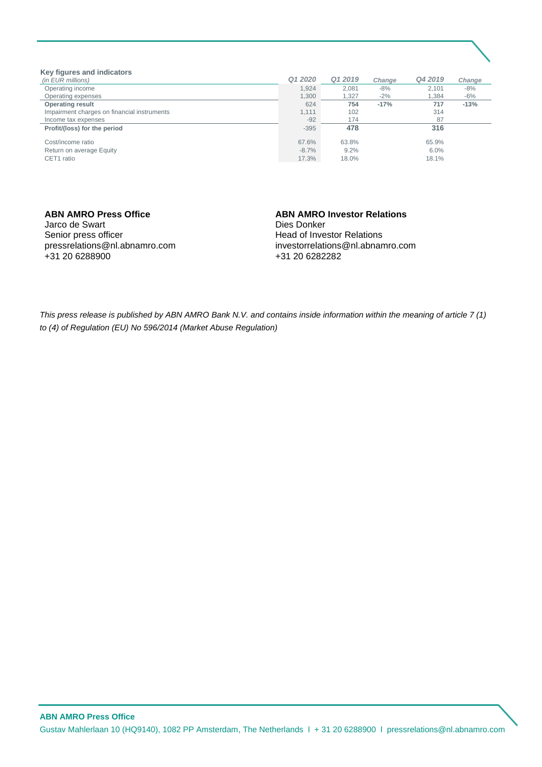**Key figures and indicators**

| *(in EUR millions)* | *Q1 2020* | *Q1 2019* | *Change* | *Q4 2019* | *Change* |
|---|---|---|---|---|---|
| Operating income | 1,924 | 2,081 | -8% | 2,101 | -8% |
| Operating expenses | 1,300 | 1,327 | -2% | 1,384 | -6% |
| **Operating result** | 624 | **754** | **-17%** | **717** | **-13%** |
| Impairment charges on financial instruments | 1,111 | 102 | | 314 | |
| Income tax expenses | -92 | 174 | | 87 | |
| **Profit/(loss) for the period** | -395 | **478** | | **316** | |
| | | | | | |
| Cost/income ratio | 67.6% | 63.8% | | 65.9% | |
| Return on average Equity | -8.7% | 9.2% | | 6.0% | |
| CET1 ratio | 17.3% | 18.0% | | 18.1% | |

**ABN AMRO Press Office**
Jarco de Swart
Senior press officer
pressrelations@nl.abnamro.com
+31 20 6288900

**ABN AMRO Investor Relations**
Dies Donker
Head of Investor Relations
investorrelations@nl.abnamro.com
+31 20 6282282

*This press release is published by ABN AMRO Bank N.V. and contains inside information within the meaning of article 7 (1) to (4) of Regulation (EU) No 596/2014 (Market Abuse Regulation)*